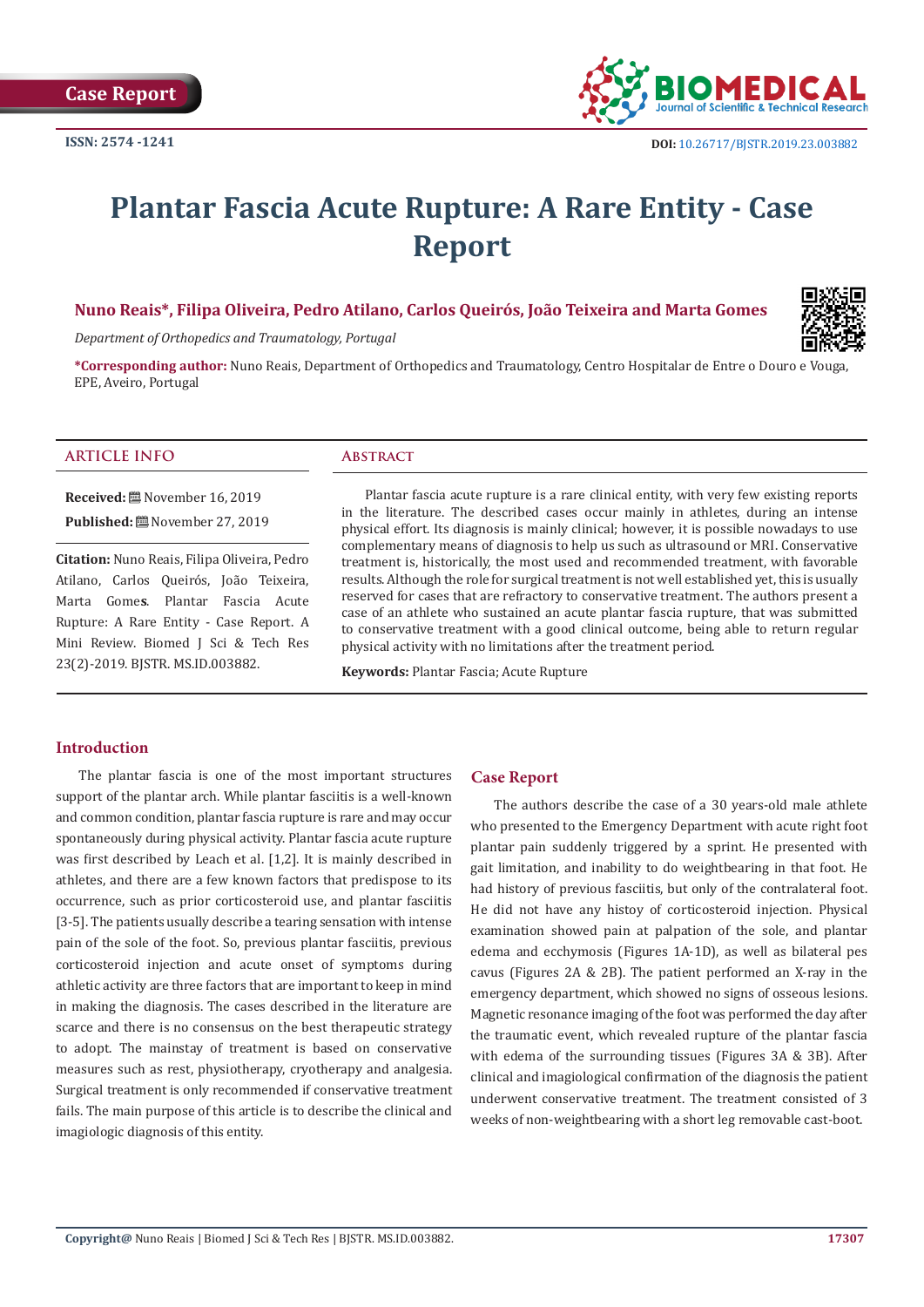Case Report

ISSN: 2574 -1241

DOI: 10.26717/BJSTR.2019.23.003882

# Plantar Fascia Acute Rupture: A Rare Entity - Case Report

**Nuno Reais*, Filipa Oliveira, Pedro Atilano, Carlos Queirós, João Teixeira and Marta Gomes**

*Department of Orthopedics and Traumatology, Portugal*

***Corresponding author:** Nuno Reais, Department of Orthopedics and Traumatology, Centro Hospitalar de Entre o Douro e Vouga, EPE, Aveiro, Portugal

## ARTICLE INFO

**Received:** November 16, 2019

**Published:** November 27, 2019

**Citation:** Nuno Reais, Filipa Oliveira, Pedro Atilano, Carlos Queirós, João Teixeira, Marta Gomes. Plantar Fascia Acute Rupture: A Rare Entity - Case Report. A Mini Review. Biomed J Sci & Tech Res 23(2)-2019. BJSTR. MS.ID.003882.

## Abstract

Plantar fascia acute rupture is a rare clinical entity, with very few existing reports in the literature. The described cases occur mainly in athletes, during an intense physical effort. Its diagnosis is mainly clinical; however, it is possible nowadays to use complementary means of diagnosis to help us such as ultrasound or MRI. Conservative treatment is, historically, the most used and recommended treatment, with favorable results. Although the role for surgical treatment is not well established yet, this is usually reserved for cases that are refractory to conservative treatment. The authors present a case of an athlete who sustained an acute plantar fascia rupture, that was submitted to conservative treatment with a good clinical outcome, being able to return regular physical activity with no limitations after the treatment period.

**Keywords:** Plantar Fascia; Acute Rupture

## Introduction

The plantar fascia is one of the most important structures support of the plantar arch. While plantar fasciitis is a well-known and common condition, plantar fascia rupture is rare and may occur spontaneously during physical activity. Plantar fascia acute rupture was first described by Leach et al. [1,2]. It is mainly described in athletes, and there are a few known factors that predispose to its occurrence, such as prior corticosteroid use, and plantar fasciitis [3-5]. The patients usually describe a tearing sensation with intense pain of the sole of the foot. So, previous plantar fasciitis, previous corticosteroid injection and acute onset of symptoms during athletic activity are three factors that are important to keep in mind in making the diagnosis. The cases described in the literature are scarce and there is no consensus on the best therapeutic strategy to adopt. The mainstay of treatment is based on conservative measures such as rest, physiotherapy, cryotherapy and analgesia. Surgical treatment is only recommended if conservative treatment fails. The main purpose of this article is to describe the clinical and imagiologic diagnosis of this entity.

## Case Report

The authors describe the case of a 30 years-old male athlete who presented to the Emergency Department with acute right foot plantar pain suddenly triggered by a sprint. He presented with gait limitation, and inability to do weightbearing in that foot. He had history of previous fasciitis, but only of the contralateral foot. He did not have any histoy of corticosteroid injection. Physical examination showed pain at palpation of the sole, and plantar edema and ecchymosis (Figures 1A-1D), as well as bilateral pes cavus (Figures 2A & 2B). The patient performed an X-ray in the emergency department, which showed no signs of osseous lesions. Magnetic resonance imaging of the foot was performed the day after the traumatic event, which revealed rupture of the plantar fascia with edema of the surrounding tissues (Figures 3A & 3B). After clinical and imagiological confirmation of the diagnosis the patient underwent conservative treatment. The treatment consisted of 3 weeks of non-weightbearing with a short leg removable cast-boot.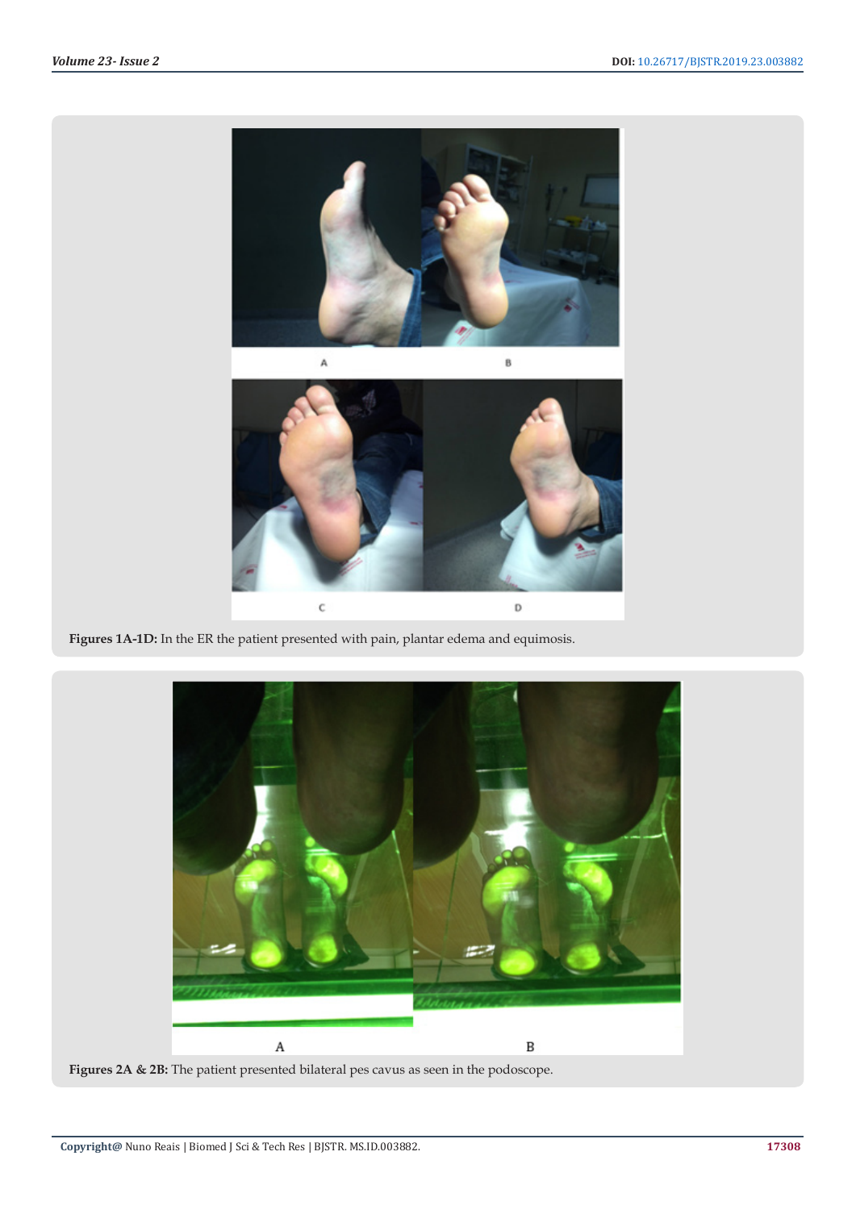Figures 1A-1D: In the ER the patient presented with pain, plantar edema and equimosis.

Figures 2A & 2B: The patient presented bilateral pes cavus as seen in the podoscope.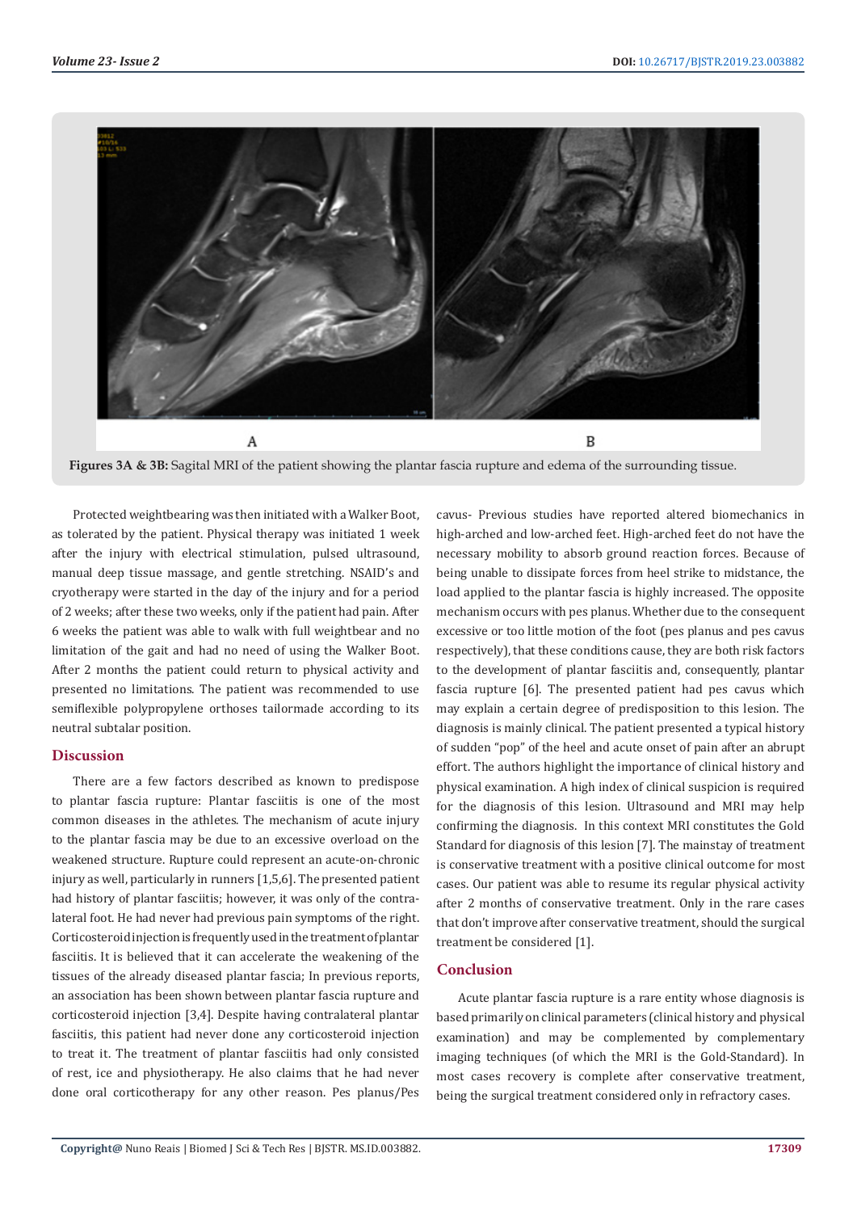A B

**Figures 3A & 3B:** Sagital MRI of the patient showing the plantar fascia rupture and edema of the surrounding tissue.

Protected weightbearing was then initiated with a Walker Boot, as tolerated by the patient. Physical therapy was initiated 1 week after the injury with electrical stimulation, pulsed ultrasound, manual deep tissue massage, and gentle stretching. NSAID's and cryotherapy were started in the day of the injury and for a period of 2 weeks; after these two weeks, only if the patient had pain. After 6 weeks the patient was able to walk with full weightbear and no limitation of the gait and had no need of using the Walker Boot. After 2 months the patient could return to physical activity and presented no limitations. The patient was recommended to use semiflexible polypropylene orthoses tailormade according to its neutral subtalar position.

## Discussion

There are a few factors described as known to predispose to plantar fascia rupture: Plantar fasciitis is one of the most common diseases in the athletes. The mechanism of acute injury to the plantar fascia may be due to an excessive overload on the weakened structure. Rupture could represent an acute-on-chronic injury as well, particularly in runners [1,5,6]. The presented patient had history of plantar fasciitis; however, it was only of the contralateral foot. He had never had previous pain symptoms of the right. Corticosteroid injection is frequently used in the treatment of plantar fasciitis. It is believed that it can accelerate the weakening of the tissues of the already diseased plantar fascia; In previous reports, an association has been shown between plantar fascia rupture and corticosteroid injection [3,4]. Despite having contralateral plantar fasciitis, this patient had never done any corticosteroid injection to treat it. The treatment of plantar fasciitis had only consisted of rest, ice and physiotherapy. He also claims that he had never done oral corticotherapy for any other reason. Pes planus/Pes cavus- Previous studies have reported altered biomechanics in high-arched and low-arched feet. High-arched feet do not have the necessary mobility to absorb ground reaction forces. Because of being unable to dissipate forces from heel strike to midstance, the load applied to the plantar fascia is highly increased. The opposite mechanism occurs with pes planus. Whether due to the consequent excessive or too little motion of the foot (pes planus and pes cavus respectively), that these conditions cause, they are both risk factors to the development of plantar fasciitis and, consequently, plantar fascia rupture [6]. The presented patient had pes cavus which may explain a certain degree of predisposition to this lesion. The diagnosis is mainly clinical. The patient presented a typical history of sudden "pop" of the heel and acute onset of pain after an abrupt effort. The authors highlight the importance of clinical history and physical examination. A high index of clinical suspicion is required for the diagnosis of this lesion. Ultrasound and MRI may help confirming the diagnosis. In this context MRI constitutes the Gold Standard for diagnosis of this lesion [7]. The mainstay of treatment is conservative treatment with a positive clinical outcome for most cases. Our patient was able to resume its regular physical activity after 2 months of conservative treatment. Only in the rare cases that don't improve after conservative treatment, should the surgical treatment be considered [1].

## Conclusion

Acute plantar fascia rupture is a rare entity whose diagnosis is based primarily on clinical parameters (clinical history and physical examination) and may be complemented by complementary imaging techniques (of which the MRI is the Gold-Standard). In most cases recovery is complete after conservative treatment, being the surgical treatment considered only in refractory cases.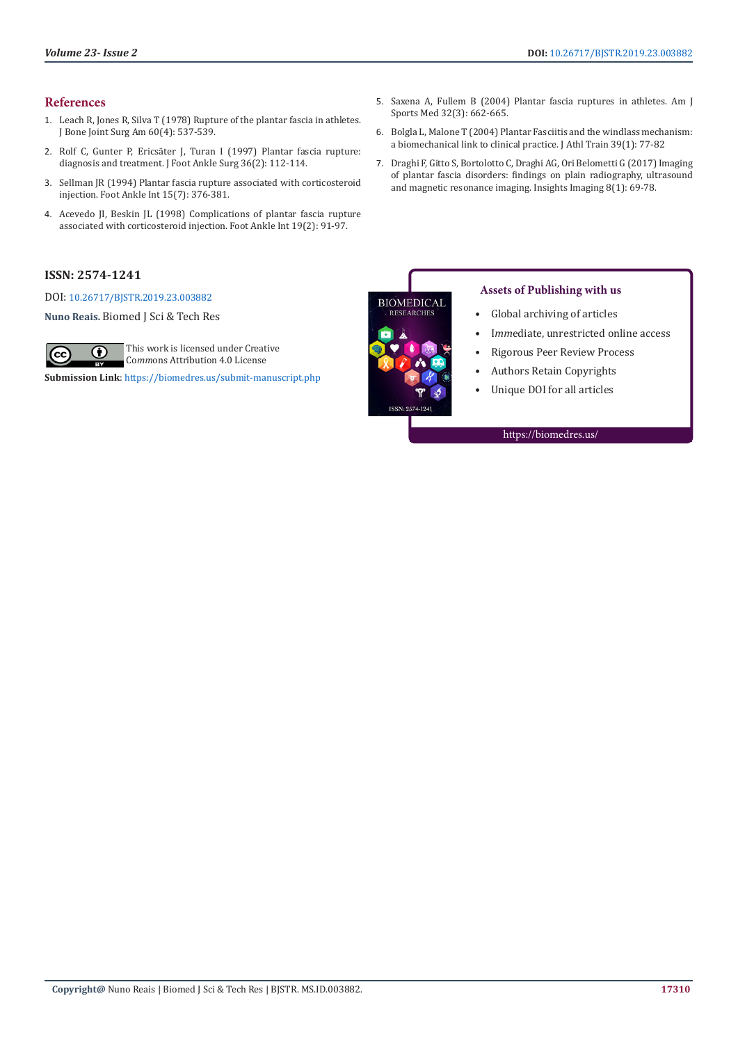## References

1. Leach R, Jones R, Silva T (1978) Rupture of the plantar fascia in athletes. J Bone Joint Surg Am 60(4): 537-539.
2. Rolf C, Gunter P, Ericsäter J, Turan I (1997) Plantar fascia rupture: diagnosis and treatment. J Foot Ankle Surg 36(2): 112-114.
3. Sellman JR (1994) Plantar fascia rupture associated with corticosteroid injection. Foot Ankle Int 15(7): 376-381.
4. Acevedo JI, Beskin JL (1998) Complications of plantar fascia rupture associated with corticosteroid injection. Foot Ankle Int 19(2): 91-97.
5. Saxena A, Fullem B (2004) Plantar fascia ruptures in athletes. Am J Sports Med 32(3): 662-665.
6. Bolgla L, Malone T (2004) Plantar Fasciitis and the windlass mechanism: a biomechanical link to clinical practice. J Athl Train 39(1): 77-82
7. Draghi F, Gitto S, Bortolotto C, Draghi AG, Ori Belometti G (2017) Imaging of plantar fascia disorders: findings on plain radiography, ultrasound and magnetic resonance imaging. Insights Imaging 8(1): 69-78.

**ISSN: 2574-1241**

DOI: 10.26717/BJSTR.2019.23.003882

**Nuno Reais.** Biomed J Sci & Tech Res

This work is licensed under Creative Commons Attribution 4.0 License

**Submission Link**: https://biomedres.us/submit-manuscript.php

### Assets of Publishing with us

- Global archiving of articles
- Immediate, unrestricted online access
- Rigorous Peer Review Process
- Authors Retain Copyrights
- Unique DOI for all articles

https://biomedres.us/